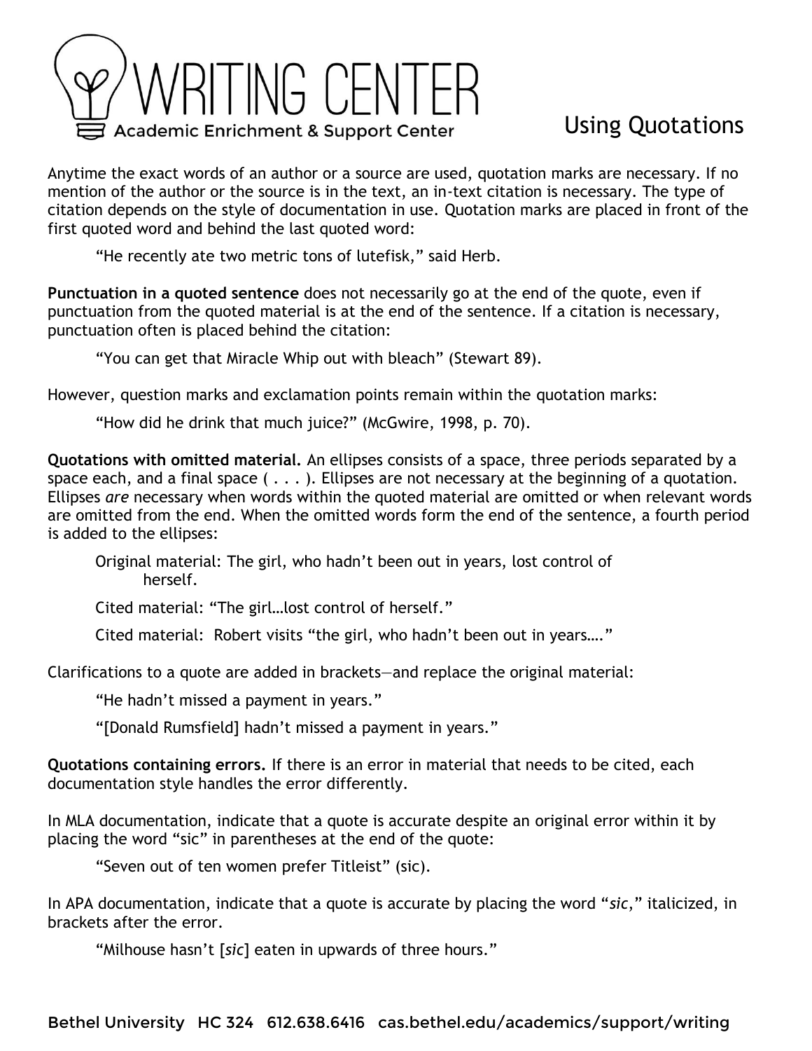# Using Quotations

Anytime the exact words of an author or a source are used, quotation marks are necessary. If no mention of the author or the source is in the text, an in-text citation is necessary. The type of citation depends on the style of documentation in use. Quotation marks are placed in front of the first quoted word and behind the last quoted word:

> "He recently ate two metric tons of lutefisk," said Herb.

**Punctuation in a quoted sentence** does not necessarily go at the end of the quote, even if punctuation from the quoted material is at the end of the sentence. If a citation is necessary, punctuation often is placed behind the citation:

> "You can get that Miracle Whip out with bleach" (Stewart 89).

However, question marks and exclamation points remain within the quotation marks:

> "How did he drink that much juice?" (McGwire, 1998, p. 70).

**Quotations with omitted material.** An ellipses consists of a space, three periods separated by a space each, and a final space ( . . . ). Ellipses are not necessary at the beginning of a quotation. Ellipses *are* necessary when words within the quoted material are omitted or when relevant words are omitted from the end. When the omitted words form the end of the sentence, a fourth period is added to the ellipses:

> Original material: The girl, who hadn't been out in years, lost control of herself.
>
> Cited material: "The girl…lost control of herself."
>
> Cited material: Robert visits "the girl, who hadn't been out in years…."

Clarifications to a quote are added in brackets—and replace the original material:

> "He hadn't missed a payment in years."
>
> "[Donald Rumsfield] hadn't missed a payment in years."

**Quotations containing errors.** If there is an error in material that needs to be cited, each documentation style handles the error differently.

In MLA documentation, indicate that a quote is accurate despite an original error within it by placing the word "sic" in parentheses at the end of the quote:

> "Seven out of ten women prefer Titleist" (sic).

In APA documentation, indicate that a quote is accurate by placing the word "*sic*," italicized, in brackets after the error.

> "Milhouse hasn't [*sic*] eaten in upwards of three hours."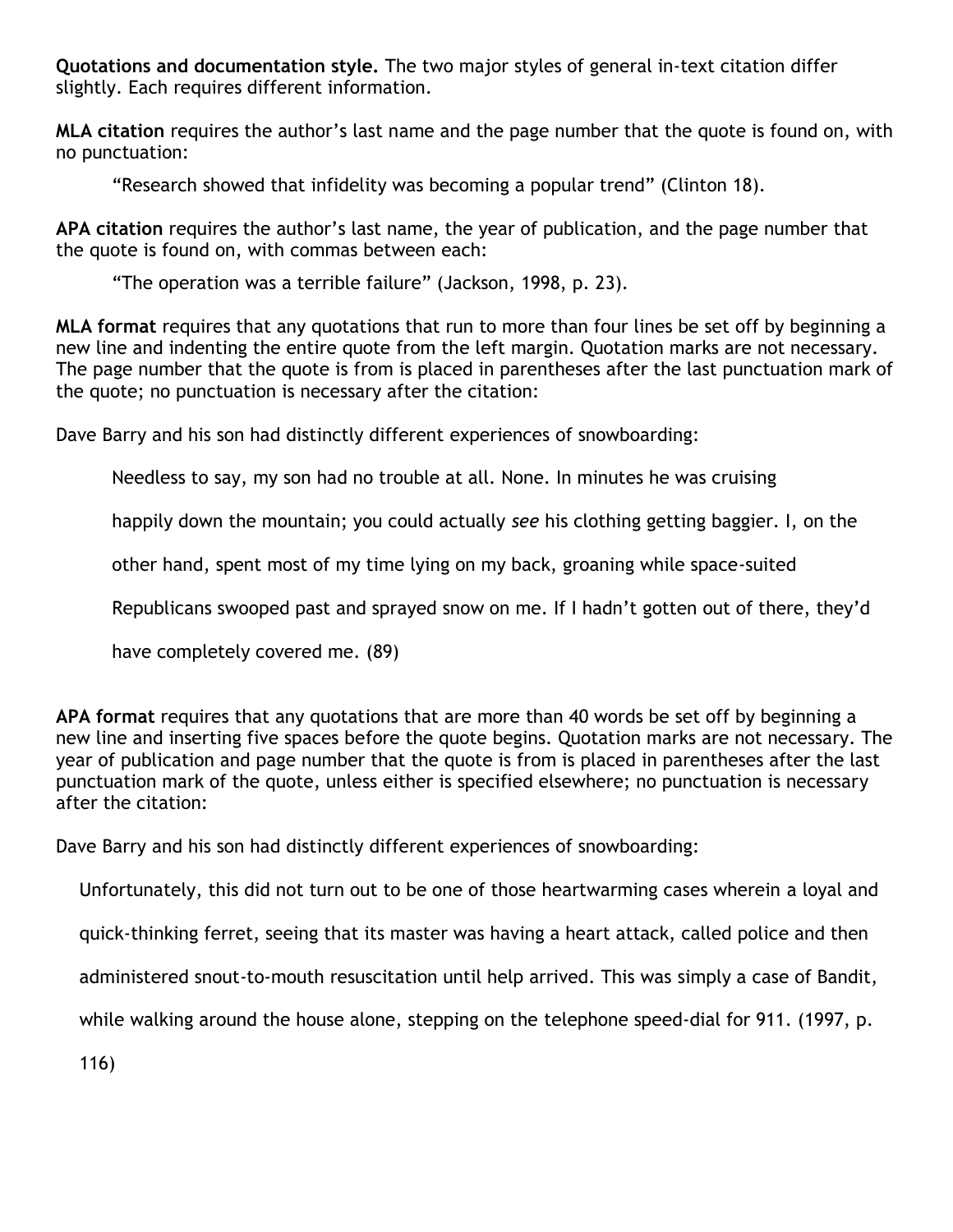**Quotations and documentation style.** The two major styles of general in-text citation differ slightly. Each requires different information.

**MLA citation** requires the author's last name and the page number that the quote is found on, with no punctuation:

> "Research showed that infidelity was becoming a popular trend" (Clinton 18).

**APA citation** requires the author's last name, the year of publication, and the page number that the quote is found on, with commas between each:

> "The operation was a terrible failure" (Jackson, 1998, p. 23).

**MLA format** requires that any quotations that run to more than four lines be set off by beginning a new line and indenting the entire quote from the left margin. Quotation marks are not necessary. The page number that the quote is from is placed in parentheses after the last punctuation mark of the quote; no punctuation is necessary after the citation:

Dave Barry and his son had distinctly different experiences of snowboarding:

> Needless to say, my son had no trouble at all. None. In minutes he was cruising happily down the mountain; you could actually *see* his clothing getting baggier. I, on the other hand, spent most of my time lying on my back, groaning while space-suited Republicans swooped past and sprayed snow on me. If I hadn't gotten out of there, they'd have completely covered me. (89)

**APA format** requires that any quotations that are more than 40 words be set off by beginning a new line and inserting five spaces before the quote begins. Quotation marks are not necessary. The year of publication and page number that the quote is from is placed in parentheses after the last punctuation mark of the quote, unless either is specified elsewhere; no punctuation is necessary after the citation:

Dave Barry and his son had distinctly different experiences of snowboarding:

> Unfortunately, this did not turn out to be one of those heartwarming cases wherein a loyal and quick-thinking ferret, seeing that its master was having a heart attack, called police and then administered snout-to-mouth resuscitation until help arrived. This was simply a case of Bandit, while walking around the house alone, stepping on the telephone speed-dial for 911. (1997, p. 116)